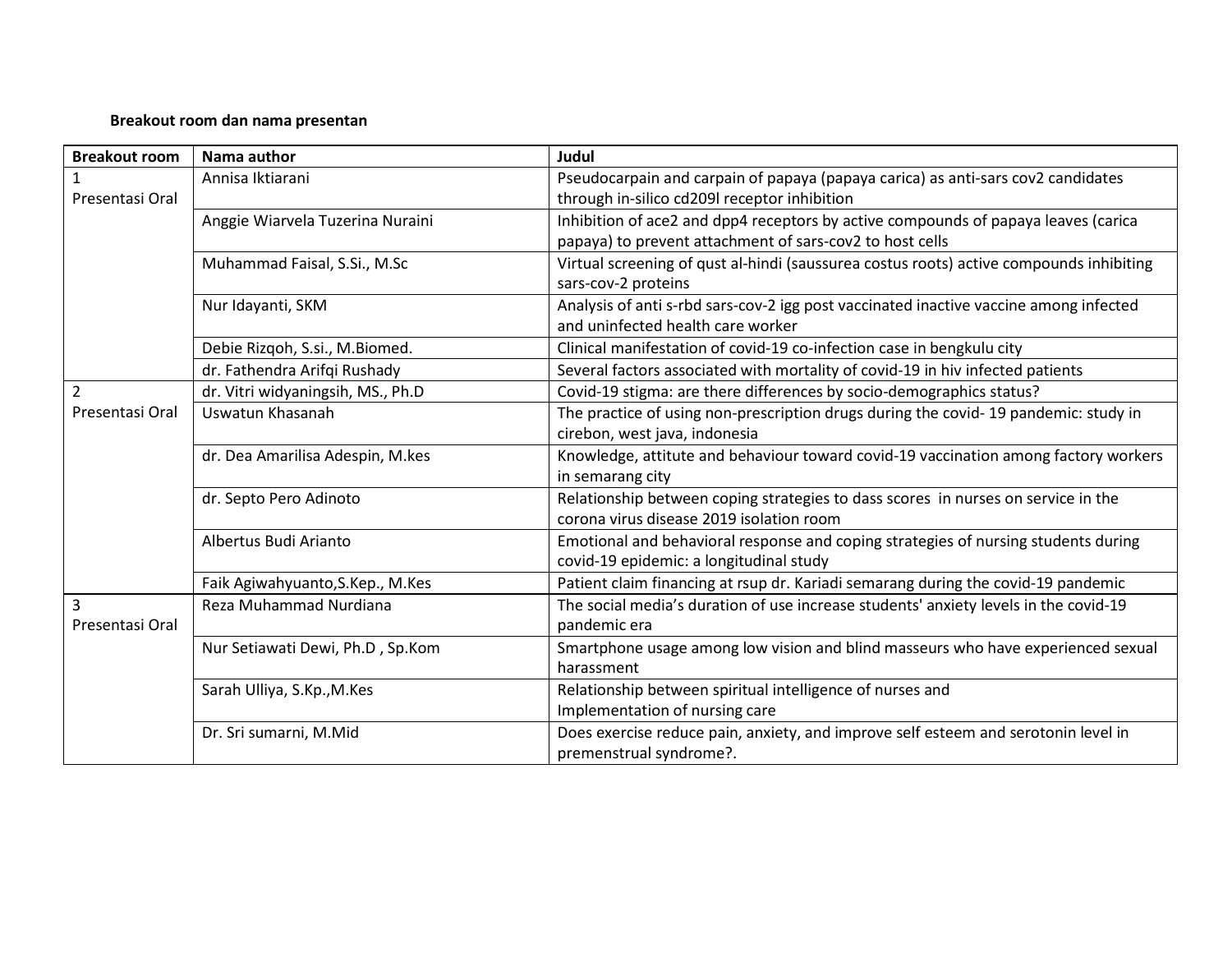**Breakout room dan nama presentan**

| Breakout room | Nama author | Judul |
|---|---|---|
| 1<br>Presentasi Oral | Annisa Iktiarani | Pseudocarpain and carpain of papaya (papaya carica) as anti-sars cov2 candidates through in-silico cd209l receptor inhibition |
| | Anggie Wiarvela Tuzerina Nuraini | Inhibition of ace2 and dpp4 receptors by active compounds of papaya leaves (carica papaya) to prevent attachment of sars-cov2 to host cells |
| | Muhammad Faisal, S.Si., M.Sc | Virtual screening of qust al-hindi (saussurea costus roots) active compounds inhibiting sars-cov-2 proteins |
| | Nur Idayanti, SKM | Analysis of anti s-rbd sars-cov-2 igg post vaccinated inactive vaccine among infected and uninfected health care worker |
| | Debie Rizqoh, S.si., M.Biomed. | Clinical manifestation of covid-19 co-infection case in bengkulu city |
| | dr. Fathendra Arifqi Rushady | Several factors associated with mortality of covid-19 in hiv infected patients |
| 2<br>Presentasi Oral | dr. Vitri widyaningsih, MS., Ph.D | Covid-19 stigma: are there differences by socio-demographics status? |
| | Uswatun Khasanah | The practice of using non-prescription drugs during the covid- 19 pandemic: study in cirebon, west java, indonesia |
| | dr. Dea Amarilisa Adespin, M.kes | Knowledge, attitute and behaviour toward covid-19 vaccination among factory workers in semarang city |
| | dr. Septo Pero Adinoto | Relationship between coping strategies to dass scores in nurses on service in the corona virus disease 2019 isolation room |
| | Albertus Budi Arianto | Emotional and behavioral response and coping strategies of nursing students during covid-19 epidemic: a longitudinal study |
| | Faik Agiwahyuanto,S.Kep., M.Kes | Patient claim financing at rsup dr. Kariadi semarang during the covid-19 pandemic |
| 3<br>Presentasi Oral | Reza Muhammad Nurdiana | The social media's duration of use increase students' anxiety levels in the covid-19 pandemic era |
| | Nur Setiawati Dewi, Ph.D , Sp.Kom | Smartphone usage among low vision and blind masseurs who have experienced sexual harassment |
| | Sarah Ulliya, S.Kp.,M.Kes | Relationship between spiritual intelligence of nurses and<br>Implementation of nursing care |
| | Dr. Sri sumarni, M.Mid | Does exercise reduce pain, anxiety, and improve self esteem and serotonin level in premenstrual syndrome?. |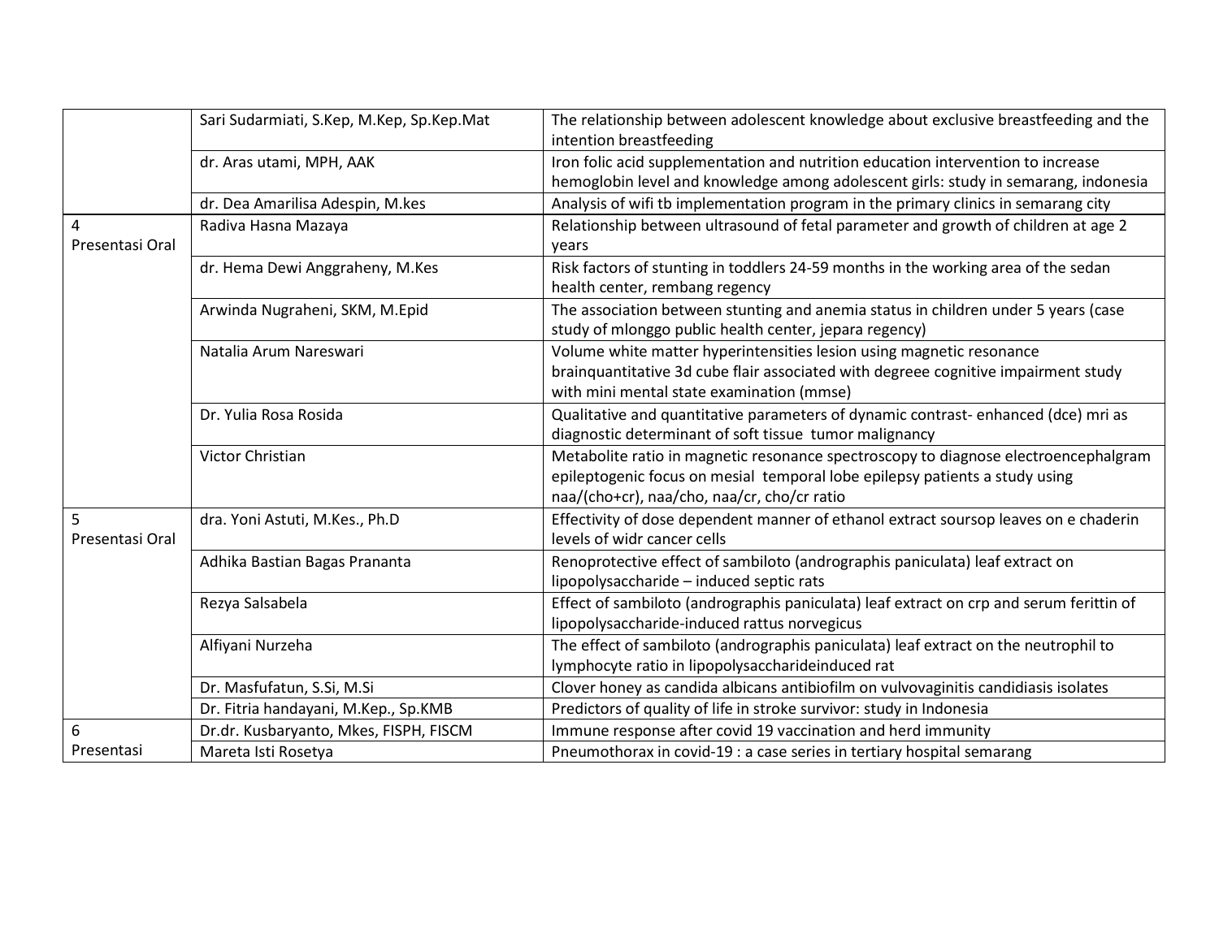| | | |
|---|---|---|
| | Sari Sudarmiati, S.Kep, M.Kep, Sp.Kep.Mat | The relationship between adolescent knowledge about exclusive breastfeeding and the intention breastfeeding |
| | dr. Aras utami, MPH, AAK | Iron folic acid supplementation and nutrition education intervention to increase hemoglobin level and knowledge among adolescent girls: study in semarang, indonesia |
| | dr. Dea Amarilisa Adespin, M.kes | Analysis of wifi tb implementation program in the primary clinics in semarang city |
| 4 Presentasi Oral | Radiva Hasna Mazaya | Relationship between ultrasound of fetal parameter and growth of children at age 2 years |
| | dr. Hema Dewi Anggraheny, M.Kes | Risk factors of stunting in toddlers 24-59 months in the working area of the sedan health center, rembang regency |
| | Arwinda Nugraheni, SKM, M.Epid | The association between stunting and anemia status in children under 5 years (case study of mlonggo public health center, jepara regency) |
| | Natalia Arum Nareswari | Volume white matter hyperintensities lesion using magnetic resonance brainquantitative 3d cube flair associated with degreee cognitive impairment study with mini mental state examination (mmse) |
| | Dr. Yulia Rosa Rosida | Qualitative and quantitative parameters of dynamic contrast- enhanced (dce) mri as diagnostic determinant of soft tissue tumor malignancy |
| | Victor Christian | Metabolite ratio in magnetic resonance spectroscopy to diagnose electroencephalgram epileptogenic focus on mesial temporal lobe epilepsy patients a study using naa/(cho+cr), naa/cho, naa/cr, cho/cr ratio |
| 5 Presentasi Oral | dra. Yoni Astuti, M.Kes., Ph.D | Effectivity of dose dependent manner of ethanol extract soursop leaves on e chaderin levels of widr cancer cells |
| | Adhika Bastian Bagas Prananta | Renoprotective effect of sambiloto (andrographis paniculata) leaf extract on lipopolysaccharide – induced septic rats |
| | Rezya Salsabela | Effect of sambiloto (andrographis paniculata) leaf extract on crp and serum ferittin of lipopolysaccharide-induced rattus norvegicus |
| | Alfiyani Nurzeha | The effect of sambiloto (andrographis paniculata) leaf extract on the neutrophil to lymphocyte ratio in lipopolysaccharideinduced rat |
| | Dr. Masfufatun, S.Si, M.Si | Clover honey as candida albicans antibiofilm on vulvovaginitis candidiasis isolates |
| | Dr. Fitria handayani, M.Kep., Sp.KMB | Predictors of quality of life in stroke survivor: study in Indonesia |
| 6 Presentasi | Dr.dr. Kusbaryanto, Mkes, FISPH, FISCM | Immune response after covid 19 vaccination and herd immunity |
| | Mareta Isti Rosetya | Pneumothorax in covid-19 : a case series in tertiary hospital semarang |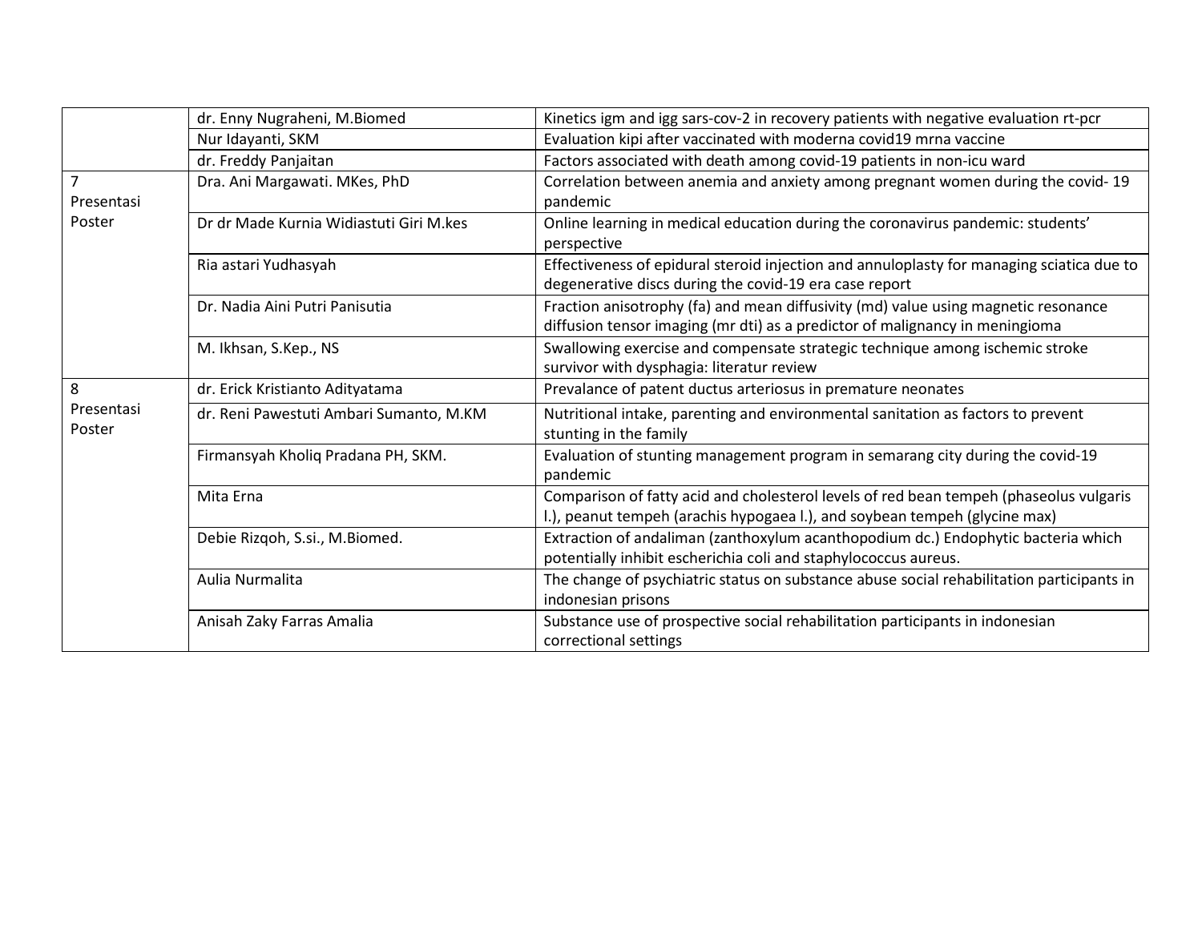| | | |
|---|---|---|
| | dr. Enny Nugraheni, M.Biomed | Kinetics igm and igg sars-cov-2 in recovery patients with negative evaluation rt-pcr |
| | Nur Idayanti, SKM | Evaluation kipi after vaccinated with moderna covid19 mrna vaccine |
| | dr. Freddy Panjaitan | Factors associated with death among covid-19 patients in non-icu ward |
| 7 Presentasi Poster | Dra. Ani Margawati. MKes, PhD | Correlation between anemia and anxiety among pregnant women during the covid- 19 pandemic |
| | Dr dr Made Kurnia Widiastuti Giri M.kes | Online learning in medical education during the coronavirus pandemic: students' perspective |
| | Ria astari Yudhasyah | Effectiveness of epidural steroid injection and annuloplasty for managing sciatica due to degenerative discs during the covid-19 era case report |
| | Dr. Nadia Aini Putri Panisutia | Fraction anisotrophy (fa) and mean diffusivity (md) value using magnetic resonance diffusion tensor imaging (mr dti) as a predictor of malignancy in meningioma |
| | M. Ikhsan, S.Kep., NS | Swallowing exercise and compensate strategic technique among ischemic stroke survivor with dysphagia: literatur review |
| 8 Presentasi Poster | dr. Erick Kristianto Adityatama | Prevalance of patent ductus arteriosus in premature neonates |
| | dr. Reni Pawestuti Ambari Sumanto, M.KM | Nutritional intake, parenting and environmental sanitation as factors to prevent stunting in the family |
| | Firmansyah Kholiq Pradana PH, SKM. | Evaluation of stunting management program in semarang city during the covid-19 pandemic |
| | Mita Erna | Comparison of fatty acid and cholesterol levels of red bean tempeh (phaseolus vulgaris l.), peanut tempeh (arachis hypogaea l.), and soybean tempeh (glycine max) |
| | Debie Rizqoh, S.si., M.Biomed. | Extraction of andaliman (zanthoxylum acanthopodium dc.) Endophytic bacteria which potentially inhibit escherichia coli and staphylococcus aureus. |
| | Aulia Nurmalita | The change of psychiatric status on substance abuse social rehabilitation participants in indonesian prisons |
| | Anisah Zaky Farras Amalia | Substance use of prospective social rehabilitation participants in indonesian correctional settings |